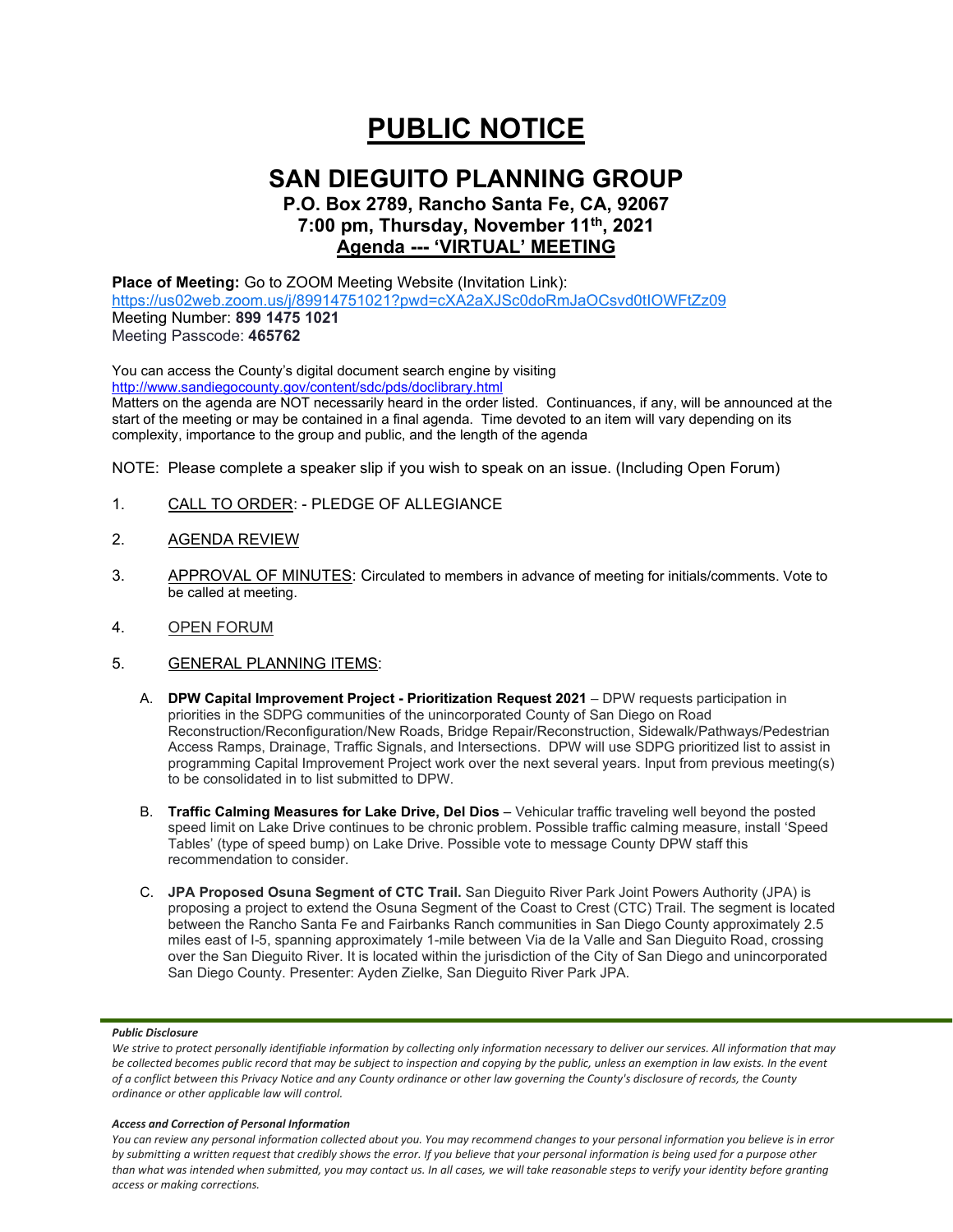# PUBLIC NOTICE

## SAN DIEGUITO PLANNING GROUP

### P.O. Box 2789, Rancho Santa Fe, CA, 92067
### 7:00 pm, Thursday, November 11th, 2021
### Agenda --- 'VIRTUAL' MEETING

**Place of Meeting:** Go to ZOOM Meeting Website (Invitation Link):
https://us02web.zoom.us/j/89914751021?pwd=cXA2aXJSc0doRmJaOCsvd0tIOWFtZz09
Meeting Number: **899 1475 1021**
Meeting Passcode: **465762**

You can access the County's digital document search engine by visiting
http://www.sandiegocounty.gov/content/sdc/pds/doclibrary.html
Matters on the agenda are NOT necessarily heard in the order listed. Continuances, if any, will be announced at the start of the meeting or may be contained in a final agenda. Time devoted to an item will vary depending on its complexity, importance to the group and public, and the length of the agenda

NOTE: Please complete a speaker slip if you wish to speak on an issue. (Including Open Forum)

1. CALL TO ORDER: - PLEDGE OF ALLEGIANCE

2. AGENDA REVIEW

3. APPROVAL OF MINUTES: Circulated to members in advance of meeting for initials/comments. Vote to be called at meeting.

4. OPEN FORUM

5. GENERAL PLANNING ITEMS:

   A. **DPW Capital Improvement Project - Prioritization Request 2021** – DPW requests participation in priorities in the SDPG communities of the unincorporated County of San Diego on Road Reconstruction/Reconfiguration/New Roads, Bridge Repair/Reconstruction, Sidewalk/Pathways/Pedestrian Access Ramps, Drainage, Traffic Signals, and Intersections. DPW will use SDPG prioritized list to assist in programming Capital Improvement Project work over the next several years. Input from previous meeting(s) to be consolidated in to list submitted to DPW.

   B. **Traffic Calming Measures for Lake Drive, Del Dios** – Vehicular traffic traveling well beyond the posted speed limit on Lake Drive continues to be chronic problem. Possible traffic calming measure, install 'Speed Tables' (type of speed bump) on Lake Drive. Possible vote to message County DPW staff this recommendation to consider.

   C. **JPA Proposed Osuna Segment of CTC Trail.** San Dieguito River Park Joint Powers Authority (JPA) is proposing a project to extend the Osuna Segment of the Coast to Crest (CTC) Trail. The segment is located between the Rancho Santa Fe and Fairbanks Ranch communities in San Diego County approximately 2.5 miles east of I-5, spanning approximately 1-mile between Via de la Valle and San Dieguito Road, crossing over the San Dieguito River. It is located within the jurisdiction of the City of San Diego and unincorporated San Diego County. Presenter: Ayden Zielke, San Dieguito River Park JPA.

***Public Disclosure***

*We strive to protect personally identifiable information by collecting only information necessary to deliver our services. All information that may be collected becomes public record that may be subject to inspection and copying by the public, unless an exemption in law exists. In the event of a conflict between this Privacy Notice and any County ordinance or other law governing the County's disclosure of records, the County ordinance or other applicable law will control.*

***Access and Correction of Personal Information***

*You can review any personal information collected about you. You may recommend changes to your personal information you believe is in error by submitting a written request that credibly shows the error. If you believe that your personal information is being used for a purpose other than what was intended when submitted, you may contact us. In all cases, we will take reasonable steps to verify your identity before granting access or making corrections.*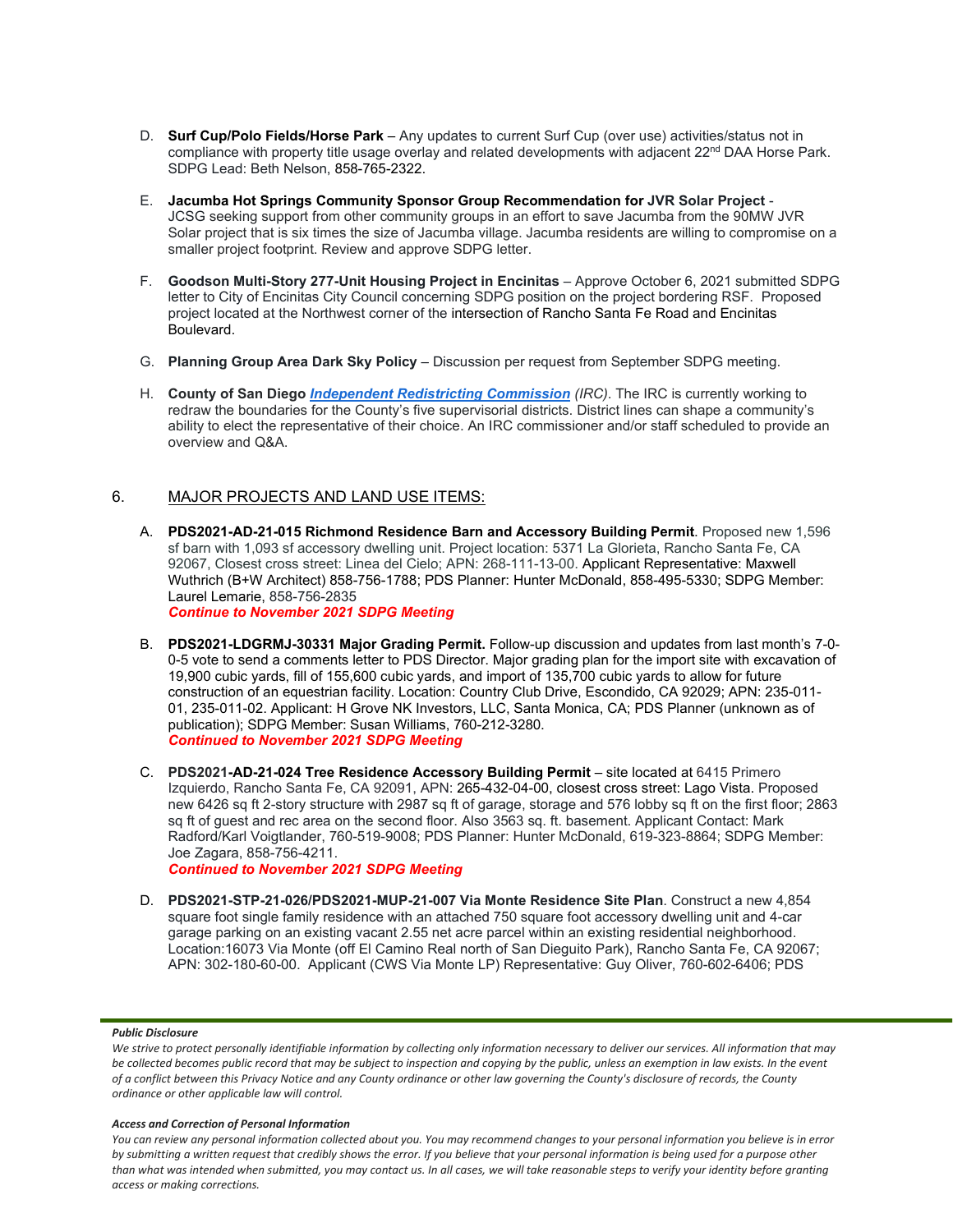D. **Surf Cup/Polo Fields/Horse Park** – Any updates to current Surf Cup (over use) activities/status not in compliance with property title usage overlay and related developments with adjacent 22nd DAA Horse Park. SDPG Lead: Beth Nelson, 858-765-2322.

E. **Jacumba Hot Springs Community Sponsor Group Recommendation for JVR Solar Project** - JCSG seeking support from other community groups in an effort to save Jacumba from the 90MW JVR Solar project that is six times the size of Jacumba village. Jacumba residents are willing to compromise on a smaller project footprint. Review and approve SDPG letter.

F. **Goodson Multi-Story 277-Unit Housing Project in Encinitas** – Approve October 6, 2021 submitted SDPG letter to City of Encinitas City Council concerning SDPG position on the project bordering RSF. Proposed project located at the Northwest corner of the intersection of Rancho Santa Fe Road and Encinitas Boulevard.

G. **Planning Group Area Dark Sky Policy** – Discussion per request from September SDPG meeting.

H. **County of San Diego *Independent Redistricting Commission*** *(IRC)*. The IRC is currently working to redraw the boundaries for the County's five supervisorial districts. District lines can shape a community's ability to elect the representative of their choice. An IRC commissioner and/or staff scheduled to provide an overview and Q&A.

## 6. MAJOR PROJECTS AND LAND USE ITEMS:

A. **PDS2021-AD-21-015 Richmond Residence Barn and Accessory Building Permit**. Proposed new 1,596 sf barn with 1,093 sf accessory dwelling unit. Project location: 5371 La Glorieta, Rancho Santa Fe, CA 92067, Closest cross street: Linea del Cielo; APN: 268-111-13-00. Applicant Representative: Maxwell Wuthrich (B+W Architect) 858-756-1788; PDS Planner: Hunter McDonald, 858-495-5330; SDPG Member: Laurel Lemarie, 858-756-2835
***Continue to November 2021 SDPG Meeting***

B. **PDS2021-LDGRMJ-30331 Major Grading Permit.** Follow-up discussion and updates from last month's 7-0-0-5 vote to send a comments letter to PDS Director. Major grading plan for the import site with excavation of 19,900 cubic yards, fill of 155,600 cubic yards, and import of 135,700 cubic yards to allow for future construction of an equestrian facility. Location: Country Club Drive, Escondido, CA 92029; APN: 235-011-01, 235-011-02. Applicant: H Grove NK Investors, LLC, Santa Monica, CA; PDS Planner (unknown as of publication); SDPG Member: Susan Williams, 760-212-3280.
***Continued to November 2021 SDPG Meeting***

C. **PDS2021-AD-21-024 Tree Residence Accessory Building Permit** – site located at 6415 Primero Izquierdo, Rancho Santa Fe, CA 92091, APN: 265-432-04-00, closest cross street: Lago Vista. Proposed new 6426 sq ft 2-story structure with 2987 sq ft of garage, storage and 576 lobby sq ft on the first floor; 2863 sq ft of guest and rec area on the second floor. Also 3563 sq. ft. basement. Applicant Contact: Mark Radford/Karl Voigtlander, 760-519-9008; PDS Planner: Hunter McDonald, 619-323-8864; SDPG Member: Joe Zagara, 858-756-4211.
***Continued to November 2021 SDPG Meeting***

D. **PDS2021-STP-21-026/PDS2021-MUP-21-007 Via Monte Residence Site Plan**. Construct a new 4,854 square foot single family residence with an attached 750 square foot accessory dwelling unit and 4-car garage parking on an existing vacant 2.55 net acre parcel within an existing residential neighborhood. Location:16073 Via Monte (off El Camino Real north of San Dieguito Park), Rancho Santa Fe, CA 92067; APN: 302-180-60-00. Applicant (CWS Via Monte LP) Representative: Guy Oliver, 760-602-6406; PDS

***Public Disclosure***

*We strive to protect personally identifiable information by collecting only information necessary to deliver our services. All information that may be collected becomes public record that may be subject to inspection and copying by the public, unless an exemption in law exists. In the event of a conflict between this Privacy Notice and any County ordinance or other law governing the County's disclosure of records, the County ordinance or other applicable law will control.*

***Access and Correction of Personal Information***

*You can review any personal information collected about you. You may recommend changes to your personal information you believe is in error by submitting a written request that credibly shows the error. If you believe that your personal information is being used for a purpose other than what was intended when submitted, you may contact us. In all cases, we will take reasonable steps to verify your identity before granting access or making corrections.*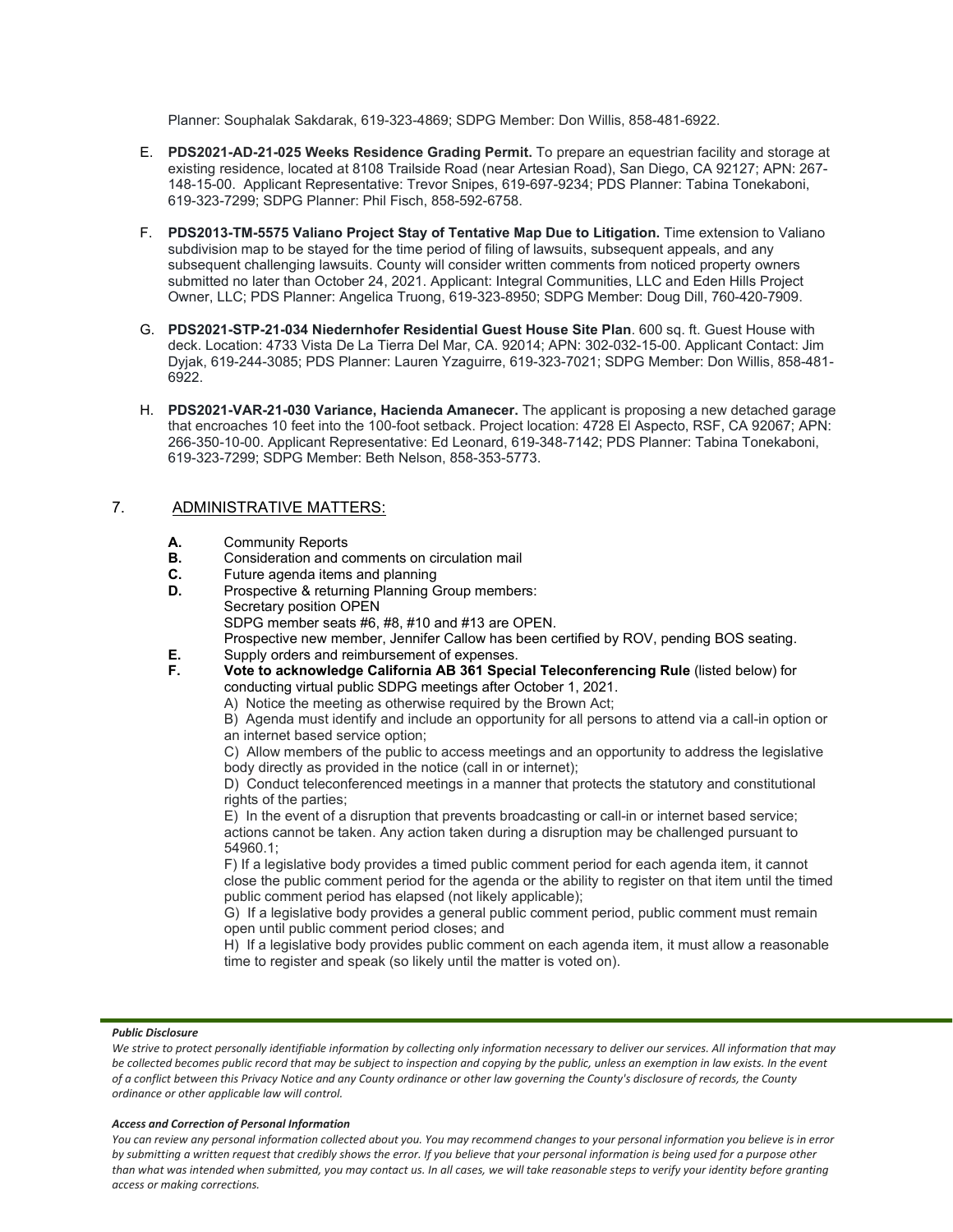Planner: Souphalak Sakdarak, 619-323-4869; SDPG Member: Don Willis, 858-481-6922.

E. **PDS2021-AD-21-025 Weeks Residence Grading Permit.** To prepare an equestrian facility and storage at existing residence, located at 8108 Trailside Road (near Artesian Road), San Diego, CA 92127; APN: 267-148-15-00. Applicant Representative: Trevor Snipes, 619-697-9234; PDS Planner: Tabina Tonekaboni, 619-323-7299; SDPG Planner: Phil Fisch, 858-592-6758.

F. **PDS2013-TM-5575 Valiano Project Stay of Tentative Map Due to Litigation.** Time extension to Valiano subdivision map to be stayed for the time period of filing of lawsuits, subsequent appeals, and any subsequent challenging lawsuits. County will consider written comments from noticed property owners submitted no later than October 24, 2021. Applicant: Integral Communities, LLC and Eden Hills Project Owner, LLC; PDS Planner: Angelica Truong, 619-323-8950; SDPG Member: Doug Dill, 760-420-7909.

G. **PDS2021-STP-21-034 Niedernhofer Residential Guest House Site Plan**. 600 sq. ft. Guest House with deck. Location: 4733 Vista De La Tierra Del Mar, CA. 92014; APN: 302-032-15-00. Applicant Contact: Jim Dyjak, 619-244-3085; PDS Planner: Lauren Yzaguirre, 619-323-7021; SDPG Member: Don Willis, 858-481-6922.

H. **PDS2021-VAR-21-030 Variance, Hacienda Amanecer.** The applicant is proposing a new detached garage that encroaches 10 feet into the 100-foot setback. Project location: 4728 El Aspecto, RSF, CA 92067; APN: 266-350-10-00. Applicant Representative: Ed Leonard, 619-348-7142; PDS Planner: Tabina Tonekaboni, 619-323-7299; SDPG Member: Beth Nelson, 858-353-5773.

## 7. ADMINISTRATIVE MATTERS:

**A.** Community Reports

**B.** Consideration and comments on circulation mail

**C.** Future agenda items and planning

**D.** Prospective & returning Planning Group members:
Secretary position OPEN
SDPG member seats #6, #8, #10 and #13 are OPEN.
Prospective new member, Jennifer Callow has been certified by ROV, pending BOS seating.

**E.** Supply orders and reimbursement of expenses.

**F.** **Vote to acknowledge California AB 361 Special Teleconferencing Rule** (listed below) for conducting virtual public SDPG meetings after October 1, 2021.

A) Notice the meeting as otherwise required by the Brown Act;

B) Agenda must identify and include an opportunity for all persons to attend via a call-in option or an internet based service option;

C) Allow members of the public to access meetings and an opportunity to address the legislative body directly as provided in the notice (call in or internet);

D) Conduct teleconferenced meetings in a manner that protects the statutory and constitutional rights of the parties;

E) In the event of a disruption that prevents broadcasting or call-in or internet based service; actions cannot be taken. Any action taken during a disruption may be challenged pursuant to 54960.1;

F) If a legislative body provides a timed public comment period for each agenda item, it cannot close the public comment period for the agenda or the ability to register on that item until the timed public comment period has elapsed (not likely applicable);

G) If a legislative body provides a general public comment period, public comment must remain open until public comment period closes; and

H) If a legislative body provides public comment on each agenda item, it must allow a reasonable time to register and speak (so likely until the matter is voted on).

***Public Disclosure***

*We strive to protect personally identifiable information by collecting only information necessary to deliver our services. All information that may be collected becomes public record that may be subject to inspection and copying by the public, unless an exemption in law exists. In the event of a conflict between this Privacy Notice and any County ordinance or other law governing the County's disclosure of records, the County ordinance or other applicable law will control.*

***Access and Correction of Personal Information***

*You can review any personal information collected about you. You may recommend changes to your personal information you believe is in error by submitting a written request that credibly shows the error. If you believe that your personal information is being used for a purpose other than what was intended when submitted, you may contact us. In all cases, we will take reasonable steps to verify your identity before granting access or making corrections.*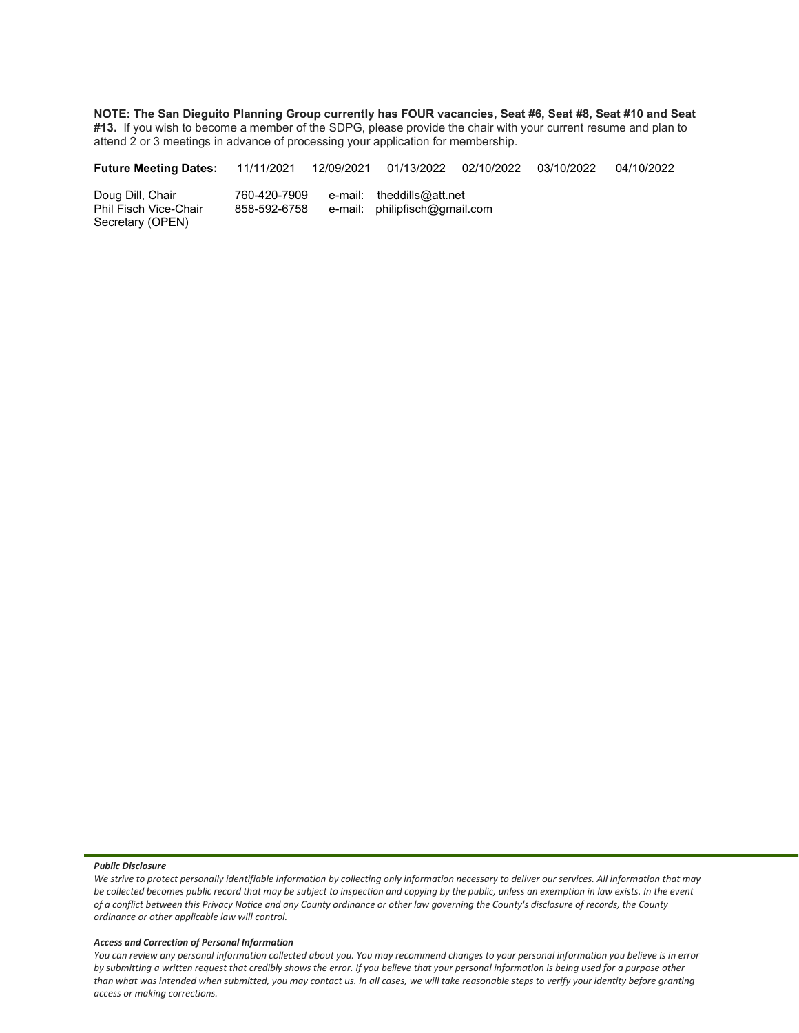**NOTE: The San Dieguito Planning Group currently has FOUR vacancies, Seat #6, Seat #8, Seat #10 and Seat #13.** If you wish to become a member of the SDPG, please provide the chair with your current resume and plan to attend 2 or 3 meetings in advance of processing your application for membership.

**Future Meeting Dates:** 11/11/2021 12/09/2021 01/13/2022 02/10/2022 03/10/2022 04/10/2022

| | | |
|---|---|---|
| Doug Dill, Chair | 760-420-7909 | e-mail: theddills@att.net |
| Phil Fisch Vice-Chair | 858-592-6758 | e-mail: philipfisch@gmail.com |
| Secretary (OPEN) | | |

***Public Disclosure***

*We strive to protect personally identifiable information by collecting only information necessary to deliver our services. All information that may be collected becomes public record that may be subject to inspection and copying by the public, unless an exemption in law exists. In the event of a conflict between this Privacy Notice and any County ordinance or other law governing the County's disclosure of records, the County ordinance or other applicable law will control.*

***Access and Correction of Personal Information***

*You can review any personal information collected about you. You may recommend changes to your personal information you believe is in error by submitting a written request that credibly shows the error. If you believe that your personal information is being used for a purpose other than what was intended when submitted, you may contact us. In all cases, we will take reasonable steps to verify your identity before granting access or making corrections.*